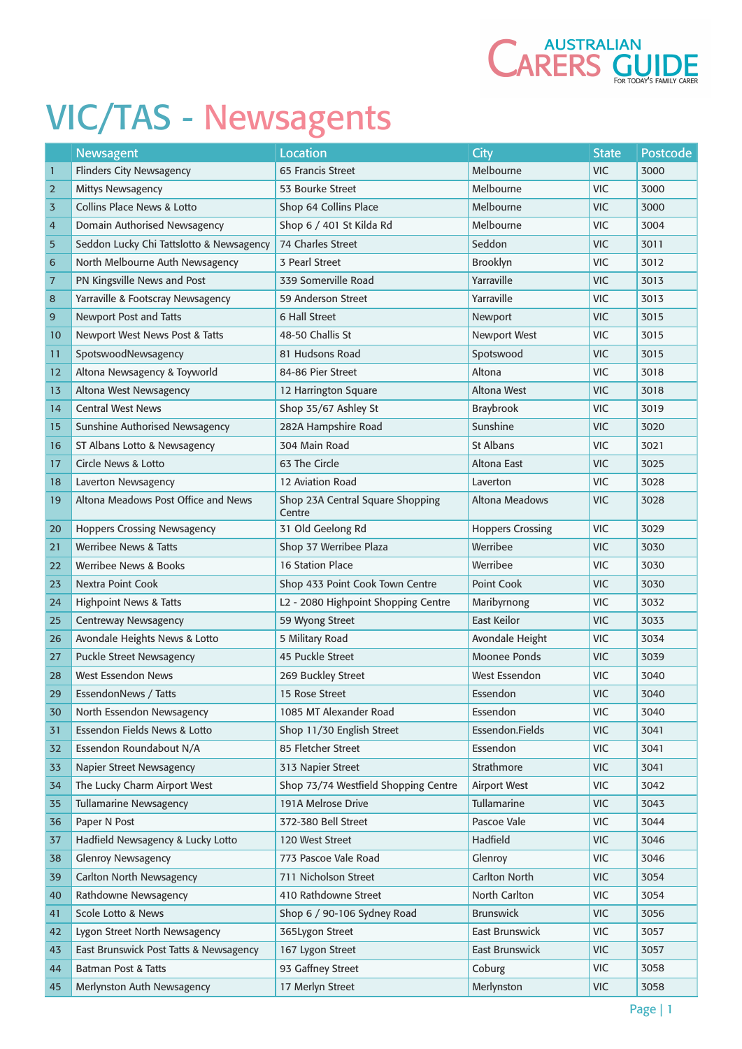# VIC/TAS - Newsagents

| | Newsagent | Location | City | State | Postcode |
|---|---|---|---|---|---|
| 1 | Flinders City Newsagency | 65 Francis Street | Melbourne | VIC | 3000 |
| 2 | Mittys Newsagency | 53 Bourke Street | Melbourne | VIC | 3000 |
| 3 | Collins Place News & Lotto | Shop 64 Collins Place | Melbourne | VIC | 3000 |
| 4 | Domain Authorised Newsagency | Shop 6 / 401 St Kilda Rd | Melbourne | VIC | 3004 |
| 5 | Seddon Lucky Chi Tattslotto & Newsagency | 74 Charles Street | Seddon | VIC | 3011 |
| 6 | North Melbourne Auth Newsagency | 3 Pearl Street | Brooklyn | VIC | 3012 |
| 7 | PN Kingsville News and Post | 339 Somerville Road | Yarraville | VIC | 3013 |
| 8 | Yarraville & Footscray Newsagency | 59 Anderson Street | Yarraville | VIC | 3013 |
| 9 | Newport Post and Tatts | 6 Hall Street | Newport | VIC | 3015 |
| 10 | Newport West News Post & Tatts | 48-50 Challis St | Newport West | VIC | 3015 |
| 11 | SpotswoodNewsagency | 81 Hudsons Road | Spotswood | VIC | 3015 |
| 12 | Altona Newsagency & Toyworld | 84-86 Pier Street | Altona | VIC | 3018 |
| 13 | Altona West Newsagency | 12 Harrington Square | Altona West | VIC | 3018 |
| 14 | Central West News | Shop 35/67 Ashley St | Braybrook | VIC | 3019 |
| 15 | Sunshine Authorised Newsagency | 282A Hampshire Road | Sunshine | VIC | 3020 |
| 16 | ST Albans Lotto & Newsagency | 304 Main Road | St Albans | VIC | 3021 |
| 17 | Circle News & Lotto | 63 The Circle | Altona East | VIC | 3025 |
| 18 | Laverton Newsagency | 12 Aviation Road | Laverton | VIC | 3028 |
| 19 | Altona Meadows Post Office and News | Shop 23A Central Square Shopping Centre | Altona Meadows | VIC | 3028 |
| 20 | Hoppers Crossing Newsagency | 31 Old Geelong Rd | Hoppers Crossing | VIC | 3029 |
| 21 | Werribee News & Tatts | Shop 37 Werribee Plaza | Werribee | VIC | 3030 |
| 22 | Werribee News & Books | 16 Station Place | Werribee | VIC | 3030 |
| 23 | Nextra Point Cook | Shop 433 Point Cook Town Centre | Point Cook | VIC | 3030 |
| 24 | Highpoint News & Tatts | L2 - 2080 Highpoint Shopping Centre | Maribyrnong | VIC | 3032 |
| 25 | Centreway Newsagency | 59 Wyong Street | East Keilor | VIC | 3033 |
| 26 | Avondale Heights News & Lotto | 5 Military Road | Avondale Height | VIC | 3034 |
| 27 | Puckle Street Newsagency | 45 Puckle Street | Moonee Ponds | VIC | 3039 |
| 28 | West Essendon News | 269 Buckley Street | West Essendon | VIC | 3040 |
| 29 | EssendonNews / Tatts | 15 Rose Street | Essendon | VIC | 3040 |
| 30 | North Essendon Newsagency | 1085 MT Alexander Road | Essendon | VIC | 3040 |
| 31 | Essendon Fields News & Lotto | Shop 11/30 English Street | Essendon.Fields | VIC | 3041 |
| 32 | Essendon Roundabout N/A | 85 Fletcher Street | Essendon | VIC | 3041 |
| 33 | Napier Street Newsagency | 313 Napier Street | Strathmore | VIC | 3041 |
| 34 | The Lucky Charm Airport West | Shop 73/74 Westfield Shopping Centre | Airport West | VIC | 3042 |
| 35 | Tullamarine Newsagency | 191A Melrose Drive | Tullamarine | VIC | 3043 |
| 36 | Paper N Post | 372-380 Bell Street | Pascoe Vale | VIC | 3044 |
| 37 | Hadfield Newsagency & Lucky Lotto | 120 West Street | Hadfield | VIC | 3046 |
| 38 | Glenroy Newsagency | 773 Pascoe Vale Road | Glenroy | VIC | 3046 |
| 39 | Carlton North Newsagency | 711 Nicholson Street | Carlton North | VIC | 3054 |
| 40 | Rathdowne Newsagency | 410 Rathdowne Street | North Carlton | VIC | 3054 |
| 41 | Scole Lotto & News | Shop 6 / 90-106 Sydney Road | Brunswick | VIC | 3056 |
| 42 | Lygon Street North Newsagency | 365Lygon Street | East Brunswick | VIC | 3057 |
| 43 | East Brunswick Post Tatts & Newsagency | 167 Lygon Street | East Brunswick | VIC | 3057 |
| 44 | Batman Post & Tatts | 93 Gaffney Street | Coburg | VIC | 3058 |
| 45 | Merlynston Auth Newsagency | 17 Merlyn Street | Merlynston | VIC | 3058 |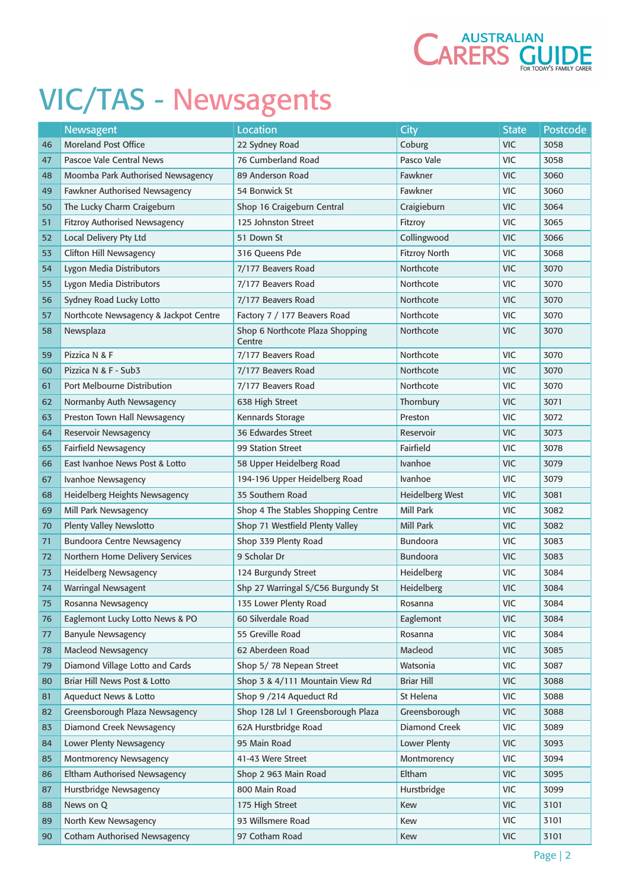# VIC/TAS - Newsagents

| | Newsagent | Location | City | State | Postcode |
|---|---|---|---|---|---|
| 46 | Moreland Post Office | 22 Sydney Road | Coburg | VIC | 3058 |
| 47 | Pascoe Vale Central News | 76 Cumberland Road | Pasco Vale | VIC | 3058 |
| 48 | Moomba Park Authorised Newsagency | 89 Anderson Road | Fawkner | VIC | 3060 |
| 49 | Fawkner Authorised Newsagency | 54 Bonwick St | Fawkner | VIC | 3060 |
| 50 | The Lucky Charm Craigeburn | Shop 16 Craigeburn Central | Craigieburn | VIC | 3064 |
| 51 | Fitzroy Authorised Newsagency | 125 Johnston Street | Fitzroy | VIC | 3065 |
| 52 | Local Delivery Pty Ltd | 51 Down St | Collingwood | VIC | 3066 |
| 53 | Clifton Hill Newsagency | 316 Queens Pde | Fitzroy North | VIC | 3068 |
| 54 | Lygon Media Distributors | 7/177 Beavers Road | Northcote | VIC | 3070 |
| 55 | Lygon Media Distributors | 7/177 Beavers Road | Northcote | VIC | 3070 |
| 56 | Sydney Road Lucky Lotto | 7/177 Beavers Road | Northcote | VIC | 3070 |
| 57 | Northcote Newsagency & Jackpot Centre | Factory 7 / 177 Beavers Road | Northcote | VIC | 3070 |
| 58 | Newsplaza | Shop 6 Northcote Plaza Shopping Centre | Northcote | VIC | 3070 |
| 59 | Pizzica N & F | 7/177 Beavers Road | Northcote | VIC | 3070 |
| 60 | Pizzica N & F - Sub3 | 7/177 Beavers Road | Northcote | VIC | 3070 |
| 61 | Port Melbourne Distribution | 7/177 Beavers Road | Northcote | VIC | 3070 |
| 62 | Normanby Auth Newsagency | 638 High Street | Thornbury | VIC | 3071 |
| 63 | Preston Town Hall Newsagency | Kennards Storage | Preston | VIC | 3072 |
| 64 | Reservoir Newsagency | 36 Edwardes Street | Reservoir | VIC | 3073 |
| 65 | Fairfield Newsagency | 99 Station Street | Fairfield | VIC | 3078 |
| 66 | East Ivanhoe News Post & Lotto | 58 Upper Heidelberg Road | Ivanhoe | VIC | 3079 |
| 67 | Ivanhoe Newsagency | 194-196 Upper Heidelberg Road | Ivanhoe | VIC | 3079 |
| 68 | Heidelberg Heights Newsagency | 35 Southern Road | Heidelberg West | VIC | 3081 |
| 69 | Mill Park Newsagency | Shop 4 The Stables Shopping Centre | Mill Park | VIC | 3082 |
| 70 | Plenty Valley Newslotto | Shop 71 Westfield Plenty Valley | Mill Park | VIC | 3082 |
| 71 | Bundoora Centre Newsagency | Shop 339 Plenty Road | Bundoora | VIC | 3083 |
| 72 | Northern Home Delivery Services | 9 Scholar Dr | Bundoora | VIC | 3083 |
| 73 | Heidelberg Newsagency | 124 Burgundy Street | Heidelberg | VIC | 3084 |
| 74 | Warringal Newsagent | Shp 27 Warringal S/C56 Burgundy St | Heidelberg | VIC | 3084 |
| 75 | Rosanna Newsagency | 135 Lower Plenty Road | Rosanna | VIC | 3084 |
| 76 | Eaglemont Lucky Lotto News & PO | 60 Silverdale Road | Eaglemont | VIC | 3084 |
| 77 | Banyule Newsagency | 55 Greville Road | Rosanna | VIC | 3084 |
| 78 | Macleod Newsagency | 62 Aberdeen Road | Macleod | VIC | 3085 |
| 79 | Diamond Village Lotto and Cards | Shop 5/ 78 Nepean Street | Watsonia | VIC | 3087 |
| 80 | Briar Hill News Post & Lotto | Shop 3 & 4/111 Mountain View Rd | Briar Hill | VIC | 3088 |
| 81 | Aqueduct News & Lotto | Shop 9 /214 Aqueduct Rd | St Helena | VIC | 3088 |
| 82 | Greensborough Plaza Newsagency | Shop 128 Lvl 1 Greensborough Plaza | Greensborough | VIC | 3088 |
| 83 | Diamond Creek Newsagency | 62A Hurstbridge Road | Diamond Creek | VIC | 3089 |
| 84 | Lower Plenty Newsagency | 95 Main Road | Lower Plenty | VIC | 3093 |
| 85 | Montmorency Newsagency | 41-43 Were Street | Montmorency | VIC | 3094 |
| 86 | Eltham Authorised Newsagency | Shop 2 963 Main Road | Eltham | VIC | 3095 |
| 87 | Hurstbridge Newsagency | 800 Main Road | Hurstbridge | VIC | 3099 |
| 88 | News on Q | 175 High Street | Kew | VIC | 3101 |
| 89 | North Kew Newsagency | 93 Willsmere Road | Kew | VIC | 3101 |
| 90 | Cotham Authorised Newsagency | 97 Cotham Road | Kew | VIC | 3101 |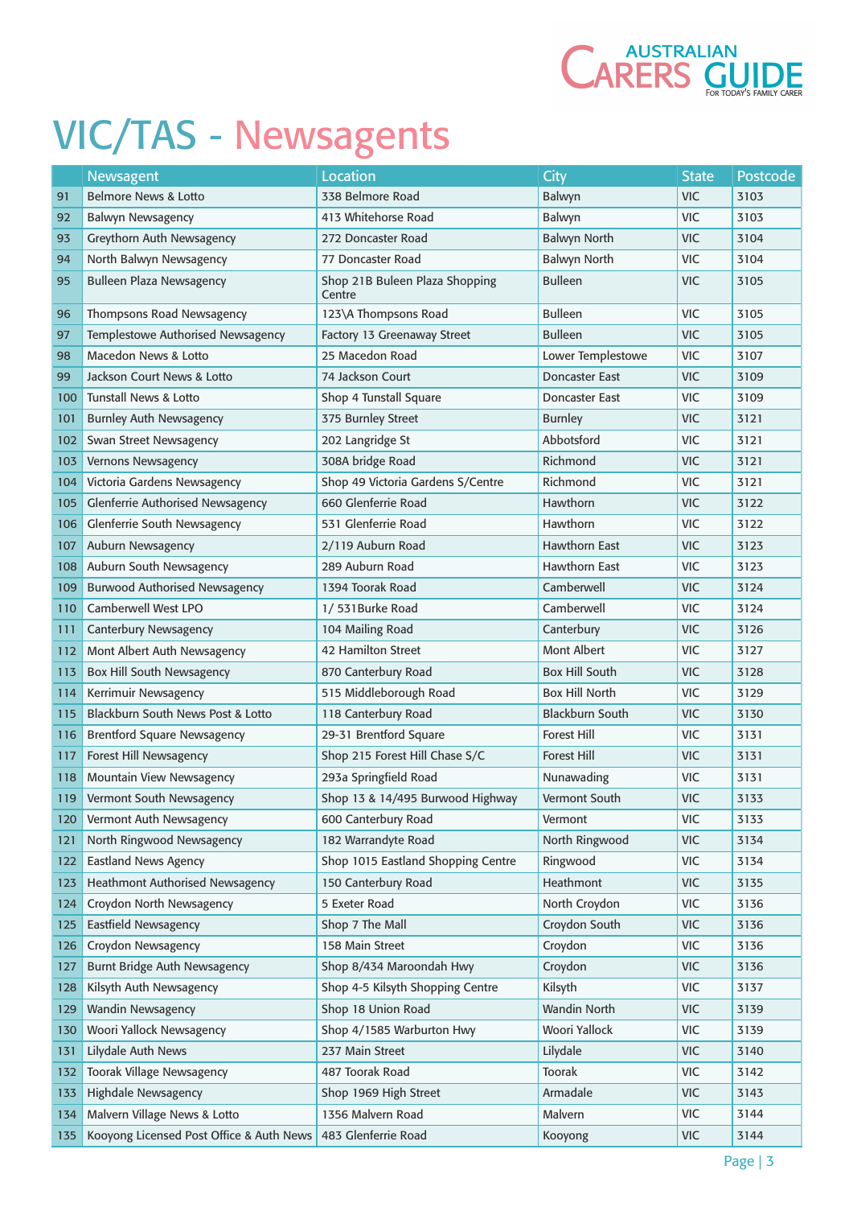# VIC/TAS - Newsagents

| | Newsagent | Location | City | State | Postcode |
|---|---|---|---|---|---|
| 91 | Belmore News & Lotto | 338 Belmore Road | Balwyn | VIC | 3103 |
| 92 | Balwyn Newsagency | 413 Whitehorse Road | Balwyn | VIC | 3103 |
| 93 | Greythorn Auth Newsagency | 272 Doncaster Road | Balwyn North | VIC | 3104 |
| 94 | North Balwyn Newsagency | 77 Doncaster Road | Balwyn North | VIC | 3104 |
| 95 | Bulleen Plaza Newsagency | Shop 21B Buleen Plaza Shopping Centre | Bulleen | VIC | 3105 |
| 96 | Thompsons Road Newsagency | 123\A Thompsons Road | Bulleen | VIC | 3105 |
| 97 | Templestowe Authorised Newsagency | Factory 13 Greenaway Street | Bulleen | VIC | 3105 |
| 98 | Macedon News & Lotto | 25 Macedon Road | Lower Templestowe | VIC | 3107 |
| 99 | Jackson Court News & Lotto | 74 Jackson Court | Doncaster East | VIC | 3109 |
| 100 | Tunstall News & Lotto | Shop 4 Tunstall Square | Doncaster East | VIC | 3109 |
| 101 | Burnley Auth Newsagency | 375 Burnley Street | Burnley | VIC | 3121 |
| 102 | Swan Street Newsagency | 202 Langridge St | Abbotsford | VIC | 3121 |
| 103 | Vernons Newsagency | 308A bridge Road | Richmond | VIC | 3121 |
| 104 | Victoria Gardens Newsagency | Shop 49 Victoria Gardens S/Centre | Richmond | VIC | 3121 |
| 105 | Glenferrie Authorised Newsagency | 660 Glenferrie Road | Hawthorn | VIC | 3122 |
| 106 | Glenferrie South Newsagency | 531 Glenferrie Road | Hawthorn | VIC | 3122 |
| 107 | Auburn Newsagency | 2/119 Auburn Road | Hawthorn East | VIC | 3123 |
| 108 | Auburn South Newsagency | 289 Auburn Road | Hawthorn East | VIC | 3123 |
| 109 | Burwood Authorised Newsagency | 1394 Toorak Road | Camberwell | VIC | 3124 |
| 110 | Camberwell West LPO | 1/ 531Burke Road | Camberwell | VIC | 3124 |
| 111 | Canterbury Newsagency | 104 Mailing Road | Canterbury | VIC | 3126 |
| 112 | Mont Albert Auth Newsagency | 42 Hamilton Street | Mont Albert | VIC | 3127 |
| 113 | Box Hill South Newsagency | 870 Canterbury Road | Box Hill South | VIC | 3128 |
| 114 | Kerrimuir Newsagency | 515 Middleborough Road | Box Hill North | VIC | 3129 |
| 115 | Blackburn South News Post & Lotto | 118 Canterbury Road | Blackburn South | VIC | 3130 |
| 116 | Brentford Square Newsagency | 29-31 Brentford Square | Forest Hill | VIC | 3131 |
| 117 | Forest Hill Newsagency | Shop 215 Forest Hill Chase S/C | Forest Hill | VIC | 3131 |
| 118 | Mountain View Newsagency | 293a Springfield Road | Nunawading | VIC | 3131 |
| 119 | Vermont South Newsagency | Shop 13 & 14/495 Burwood Highway | Vermont South | VIC | 3133 |
| 120 | Vermont Auth Newsagency | 600 Canterbury Road | Vermont | VIC | 3133 |
| 121 | North Ringwood Newsagency | 182 Warrandyte Road | North Ringwood | VIC | 3134 |
| 122 | Eastland News Agency | Shop 1015 Eastland Shopping Centre | Ringwood | VIC | 3134 |
| 123 | Heathmont Authorised Newsagency | 150 Canterbury Road | Heathmont | VIC | 3135 |
| 124 | Croydon North Newsagency | 5 Exeter Road | North Croydon | VIC | 3136 |
| 125 | Eastfield Newsagency | Shop 7 The Mall | Croydon South | VIC | 3136 |
| 126 | Croydon Newsagency | 158 Main Street | Croydon | VIC | 3136 |
| 127 | Burnt Bridge Auth Newsagency | Shop 8/434 Maroondah Hwy | Croydon | VIC | 3136 |
| 128 | Kilsyth Auth Newsagency | Shop 4-5 Kilsyth Shopping Centre | Kilsyth | VIC | 3137 |
| 129 | Wandin Newsagency | Shop 18 Union Road | Wandin North | VIC | 3139 |
| 130 | Woori Yallock Newsagency | Shop 4/1585 Warburton Hwy | Woori Yallock | VIC | 3139 |
| 131 | Lilydale Auth News | 237 Main Street | Lilydale | VIC | 3140 |
| 132 | Toorak Village Newsagency | 487 Toorak Road | Toorak | VIC | 3142 |
| 133 | Highdale Newsagency | Shop 1969 High Street | Armadale | VIC | 3143 |
| 134 | Malvern Village News & Lotto | 1356 Malvern Road | Malvern | VIC | 3144 |
| 135 | Kooyong Licensed Post Office & Auth News | 483 Glenferrie Road | Kooyong | VIC | 3144 |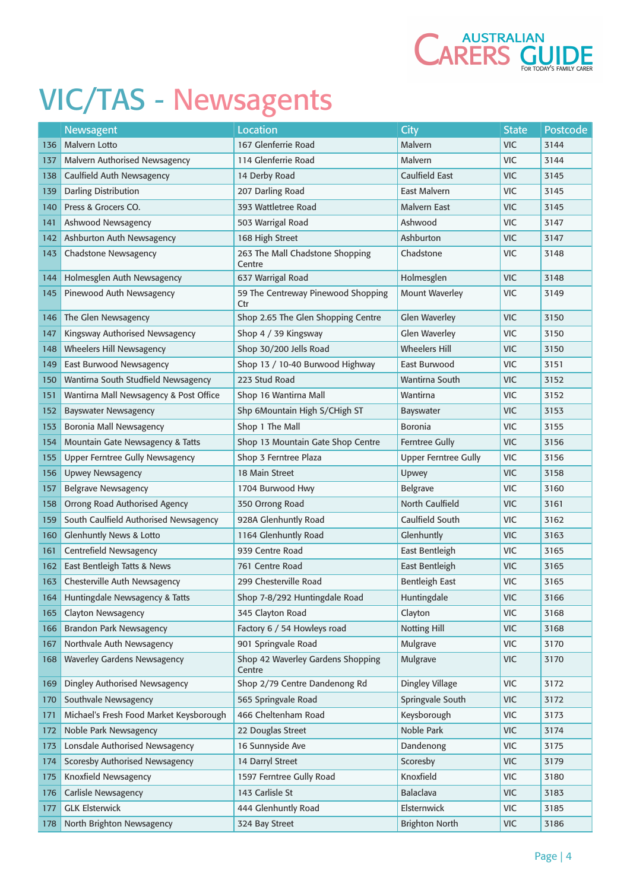# VIC/TAS - Newsagents

| | Newsagent | Location | City | State | Postcode |
|---|---|---|---|---|---|
| 136 | Malvern Lotto | 167 Glenferrie Road | Malvern | VIC | 3144 |
| 137 | Malvern Authorised Newsagency | 114 Glenferrie Road | Malvern | VIC | 3144 |
| 138 | Caulfield Auth Newsagency | 14 Derby Road | Caulfield East | VIC | 3145 |
| 139 | Darling Distribution | 207 Darling Road | East Malvern | VIC | 3145 |
| 140 | Press & Grocers CO. | 393 Wattletree Road | Malvern East | VIC | 3145 |
| 141 | Ashwood Newsagency | 503 Warrigal Road | Ashwood | VIC | 3147 |
| 142 | Ashburton Auth Newsagency | 168 High Street | Ashburton | VIC | 3147 |
| 143 | Chadstone Newsagency | 263 The Mall Chadstone Shopping Centre | Chadstone | VIC | 3148 |
| 144 | Holmesglen Auth Newsagency | 637 Warrigal Road | Holmesglen | VIC | 3148 |
| 145 | Pinewood Auth Newsagency | 59 The Centreway Pinewood Shopping Ctr | Mount Waverley | VIC | 3149 |
| 146 | The Glen Newsagency | Shop 2.65 The Glen Shopping Centre | Glen Waverley | VIC | 3150 |
| 147 | Kingsway Authorised Newsagency | Shop 4 / 39 Kingsway | Glen Waverley | VIC | 3150 |
| 148 | Wheelers Hill Newsagency | Shop 30/200 Jells Road | Wheelers Hill | VIC | 3150 |
| 149 | East Burwood Newsagency | Shop 13 / 10-40 Burwood Highway | East Burwood | VIC | 3151 |
| 150 | Wantirna South Studfield Newsagency | 223 Stud Road | Wantirna South | VIC | 3152 |
| 151 | Wantirna Mall Newsagency & Post Office | Shop 16 Wantirna Mall | Wantirna | VIC | 3152 |
| 152 | Bayswater Newsagency | Shp 6Mountain High S/CHigh ST | Bayswater | VIC | 3153 |
| 153 | Boronia Mall Newsagency | Shop 1 The Mall | Boronia | VIC | 3155 |
| 154 | Mountain Gate Newsagency & Tatts | Shop 13 Mountain Gate Shop Centre | Ferntree Gully | VIC | 3156 |
| 155 | Upper Ferntree Gully Newsagency | Shop 3 Ferntree Plaza | Upper Ferntree Gully | VIC | 3156 |
| 156 | Upwey Newsagency | 18 Main Street | Upwey | VIC | 3158 |
| 157 | Belgrave Newsagency | 1704 Burwood Hwy | Belgrave | VIC | 3160 |
| 158 | Orrong Road Authorised Agency | 350 Orrong Road | North Caulfield | VIC | 3161 |
| 159 | South Caulfield Authorised Newsagency | 928A Glenhuntly Road | Caulfield South | VIC | 3162 |
| 160 | Glenhuntly News & Lotto | 1164 Glenhuntly Road | Glenhuntly | VIC | 3163 |
| 161 | Centrefield Newsagency | 939 Centre Road | East Bentleigh | VIC | 3165 |
| 162 | East Bentleigh Tatts & News | 761 Centre Road | East Bentleigh | VIC | 3165 |
| 163 | Chesterville Auth Newsagency | 299 Chesterville Road | Bentleigh East | VIC | 3165 |
| 164 | Huntingdale Newsagency & Tatts | Shop 7-8/292 Huntingdale Road | Huntingdale | VIC | 3166 |
| 165 | Clayton Newsagency | 345 Clayton Road | Clayton | VIC | 3168 |
| 166 | Brandon Park Newsagency | Factory 6 / 54 Howleys road | Notting Hill | VIC | 3168 |
| 167 | Northvale Auth Newsagency | 901 Springvale Road | Mulgrave | VIC | 3170 |
| 168 | Waverley Gardens Newsagency | Shop 42 Waverley Gardens Shopping Centre | Mulgrave | VIC | 3170 |
| 169 | Dingley Authorised Newsagency | Shop 2/79 Centre Dandenong Rd | Dingley Village | VIC | 3172 |
| 170 | Southvale Newsagency | 565 Springvale Road | Springvale South | VIC | 3172 |
| 171 | Michael's Fresh Food Market Keysborough | 466 Cheltenham Road | Keysborough | VIC | 3173 |
| 172 | Noble Park Newsagency | 22 Douglas Street | Noble Park | VIC | 3174 |
| 173 | Lonsdale Authorised Newsagency | 16 Sunnyside Ave | Dandenong | VIC | 3175 |
| 174 | Scoresby Authorised Newsagency | 14 Darryl Street | Scoresby | VIC | 3179 |
| 175 | Knoxfield Newsagency | 1597 Ferntree Gully Road | Knoxfield | VIC | 3180 |
| 176 | Carlisle Newsagency | 143 Carlisle St | Balaclava | VIC | 3183 |
| 177 | GLK Elsterwick | 444 Glenhuntly Road | Elsternwick | VIC | 3185 |
| 178 | North Brighton Newsagency | 324 Bay Street | Brighton North | VIC | 3186 |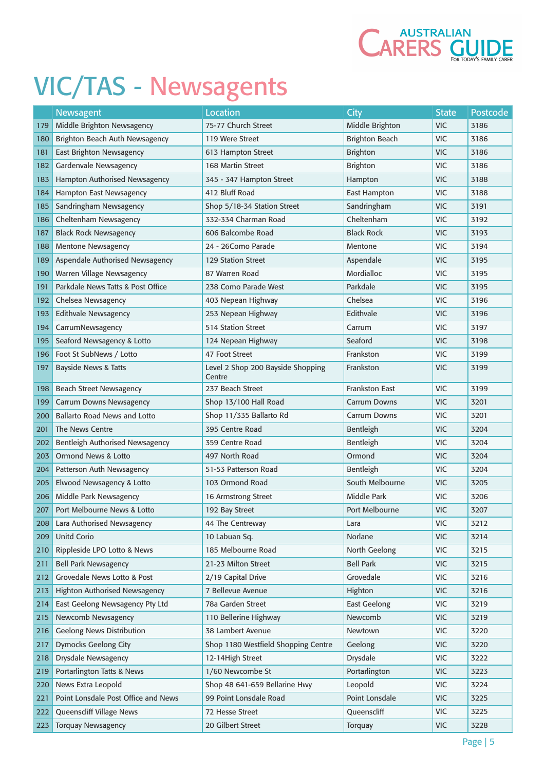# VIC/TAS - Newsagents

| | Newsagent | Location | City | State | Postcode |
|---|---|---|---|---|---|
| 179 | Middle Brighton Newsagency | 75-77 Church Street | Middle Brighton | VIC | 3186 |
| 180 | Brighton Beach Auth Newsagency | 119 Were Street | Brighton Beach | VIC | 3186 |
| 181 | East Brighton Newsagency | 613 Hampton Street | Brighton | VIC | 3186 |
| 182 | Gardenvale Newsagency | 168 Martin Street | Brighton | VIC | 3186 |
| 183 | Hampton Authorised Newsagency | 345 - 347 Hampton Street | Hampton | VIC | 3188 |
| 184 | Hampton East Newsagency | 412 Bluff Road | East Hampton | VIC | 3188 |
| 185 | Sandringham Newsagency | Shop 5/18-34 Station Street | Sandringham | VIC | 3191 |
| 186 | Cheltenham Newsagency | 332-334 Charman Road | Cheltenham | VIC | 3192 |
| 187 | Black Rock Newsagency | 606 Balcombe Road | Black Rock | VIC | 3193 |
| 188 | Mentone Newsagency | 24 - 26Como Parade | Mentone | VIC | 3194 |
| 189 | Aspendale Authorised Newsagency | 129 Station Street | Aspendale | VIC | 3195 |
| 190 | Warren Village Newsagency | 87 Warren Road | Mordialloc | VIC | 3195 |
| 191 | Parkdale News Tatts & Post Office | 238 Como Parade West | Parkdale | VIC | 3195 |
| 192 | Chelsea Newsagency | 403 Nepean Highway | Chelsea | VIC | 3196 |
| 193 | Edithvale Newsagency | 253 Nepean Highway | Edithvale | VIC | 3196 |
| 194 | CarrumNewsagency | 514 Station Street | Carrum | VIC | 3197 |
| 195 | Seaford Newsagency & Lotto | 124 Nepean Highway | Seaford | VIC | 3198 |
| 196 | Foot St SubNews / Lotto | 47 Foot Street | Frankston | VIC | 3199 |
| 197 | Bayside News & Tatts | Level 2 Shop 200 Bayside Shopping Centre | Frankston | VIC | 3199 |
| 198 | Beach Street Newsagency | 237 Beach Street | Frankston East | VIC | 3199 |
| 199 | Carrum Downs Newsagency | Shop 13/100 Hall Road | Carrum Downs | VIC | 3201 |
| 200 | Ballarto Road News and Lotto | Shop 11/335 Ballarto Rd | Carrum Downs | VIC | 3201 |
| 201 | The News Centre | 395 Centre Road | Bentleigh | VIC | 3204 |
| 202 | Bentleigh Authorised Newsagency | 359 Centre Road | Bentleigh | VIC | 3204 |
| 203 | Ormond News & Lotto | 497 North Road | Ormond | VIC | 3204 |
| 204 | Patterson Auth Newsagency | 51-53 Patterson Road | Bentleigh | VIC | 3204 |
| 205 | Elwood Newsagency & Lotto | 103 Ormond Road | South Melbourne | VIC | 3205 |
| 206 | Middle Park Newsagency | 16 Armstrong Street | Middle Park | VIC | 3206 |
| 207 | Port Melbourne News & Lotto | 192 Bay Street | Port Melbourne | VIC | 3207 |
| 208 | Lara Authorised Newsagency | 44 The Centreway | Lara | VIC | 3212 |
| 209 | Unitd Corio | 10 Labuan Sq. | Norlane | VIC | 3214 |
| 210 | Rippleside LPO Lotto & News | 185 Melbourne Road | North Geelong | VIC | 3215 |
| 211 | Bell Park Newsagency | 21-23 Milton Street | Bell Park | VIC | 3215 |
| 212 | Grovedale News Lotto & Post | 2/19 Capital Drive | Grovedale | VIC | 3216 |
| 213 | Highton Authorised Newsagency | 7 Bellevue Avenue | Highton | VIC | 3216 |
| 214 | East Geelong Newsagency Pty Ltd | 78a Garden Street | East Geelong | VIC | 3219 |
| 215 | Newcomb Newsagency | 110 Bellerine Highway | Newcomb | VIC | 3219 |
| 216 | Geelong News Distribution | 38 Lambert Avenue | Newtown | VIC | 3220 |
| 217 | Dymocks Geelong City | Shop 1180 Westfield Shopping Centre | Geelong | VIC | 3220 |
| 218 | Drysdale Newsagency | 12-14High Street | Drysdale | VIC | 3222 |
| 219 | Portarlington Tatts & News | 1/60 Newcombe St | Portarlington | VIC | 3223 |
| 220 | News Extra Leopold | Shop 48 641-659 Bellarine Hwy | Leopold | VIC | 3224 |
| 221 | Point Lonsdale Post Office and News | 99 Point Lonsdale Road | Point Lonsdale | VIC | 3225 |
| 222 | Queenscliff Village News | 72 Hesse Street | Queenscliff | VIC | 3225 |
| 223 | Torquay Newsagency | 20 Gilbert Street | Torquay | VIC | 3228 |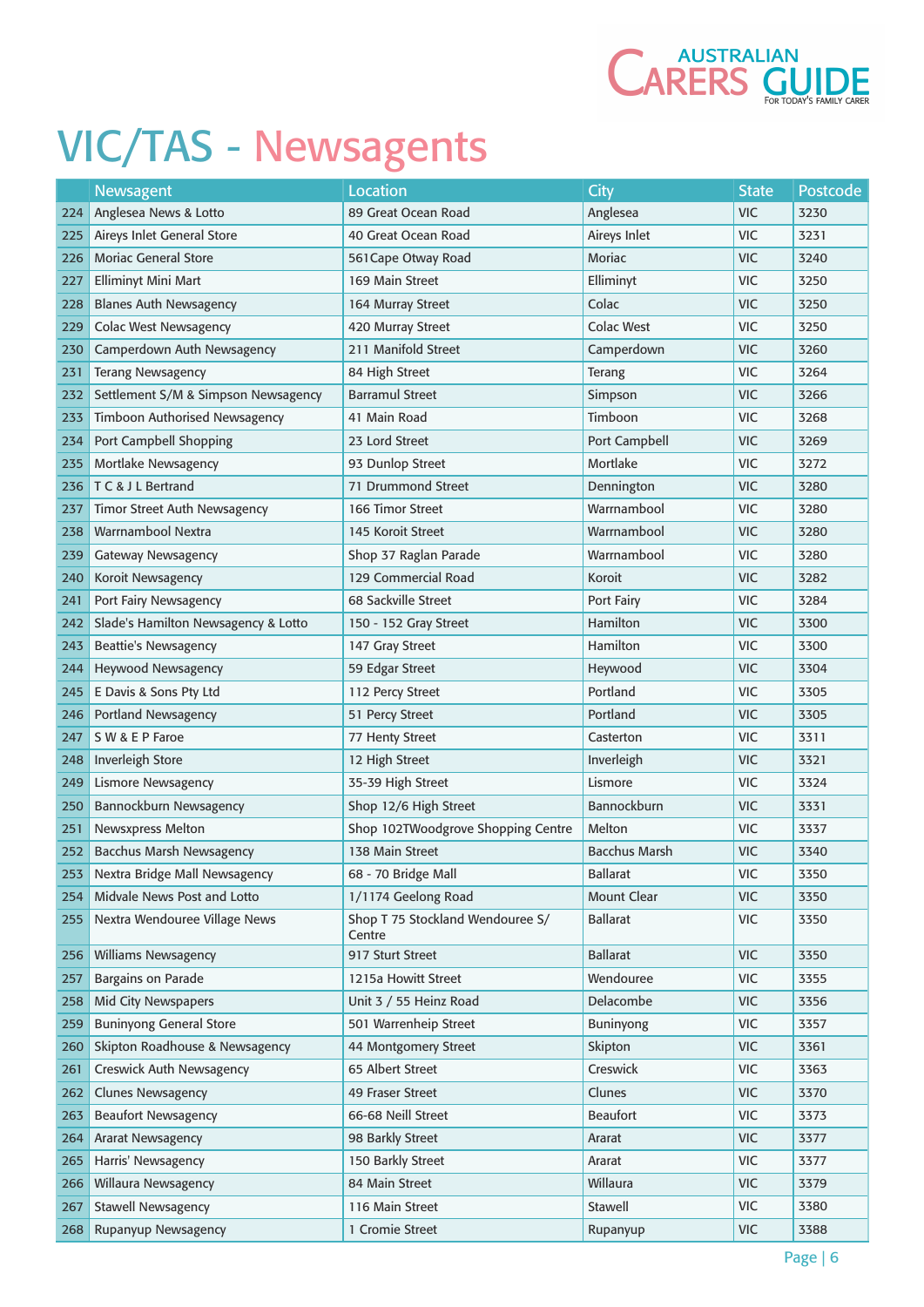# VIC/TAS - Newsagents

| | Newsagent | Location | City | State | Postcode |
|---|---|---|---|---|---|
| 224 | Anglesea News & Lotto | 89 Great Ocean Road | Anglesea | VIC | 3230 |
| 225 | Aireys Inlet General Store | 40 Great Ocean Road | Aireys Inlet | VIC | 3231 |
| 226 | Moriac General Store | 561Cape Otway Road | Moriac | VIC | 3240 |
| 227 | Elliminyt Mini Mart | 169 Main Street | Elliminyt | VIC | 3250 |
| 228 | Blanes Auth Newsagency | 164 Murray Street | Colac | VIC | 3250 |
| 229 | Colac West Newsagency | 420 Murray Street | Colac West | VIC | 3250 |
| 230 | Camperdown Auth Newsagency | 211 Manifold Street | Camperdown | VIC | 3260 |
| 231 | Terang Newsagency | 84 High Street | Terang | VIC | 3264 |
| 232 | Settlement S/M & Simpson Newsagency | Barramul Street | Simpson | VIC | 3266 |
| 233 | Timboon Authorised Newsagency | 41 Main Road | Timboon | VIC | 3268 |
| 234 | Port Campbell Shopping | 23 Lord Street | Port Campbell | VIC | 3269 |
| 235 | Mortlake Newsagency | 93 Dunlop Street | Mortlake | VIC | 3272 |
| 236 | T C & J L Bertrand | 71 Drummond Street | Dennington | VIC | 3280 |
| 237 | Timor Street Auth Newsagency | 166 Timor Street | Warrnambool | VIC | 3280 |
| 238 | Warrnambool Nextra | 145 Koroit Street | Warrnambool | VIC | 3280 |
| 239 | Gateway Newsagency | Shop 37 Raglan Parade | Warrnambool | VIC | 3280 |
| 240 | Koroit Newsagency | 129 Commercial Road | Koroit | VIC | 3282 |
| 241 | Port Fairy Newsagency | 68 Sackville Street | Port Fairy | VIC | 3284 |
| 242 | Slade's Hamilton Newsagency & Lotto | 150 - 152 Gray Street | Hamilton | VIC | 3300 |
| 243 | Beattie's Newsagency | 147 Gray Street | Hamilton | VIC | 3300 |
| 244 | Heywood Newsagency | 59 Edgar Street | Heywood | VIC | 3304 |
| 245 | E Davis & Sons Pty Ltd | 112 Percy Street | Portland | VIC | 3305 |
| 246 | Portland Newsagency | 51 Percy Street | Portland | VIC | 3305 |
| 247 | S W & E P Faroe | 77 Henty Street | Casterton | VIC | 3311 |
| 248 | Inverleigh Store | 12 High Street | Inverleigh | VIC | 3321 |
| 249 | Lismore Newsagency | 35-39 High Street | Lismore | VIC | 3324 |
| 250 | Bannockburn Newsagency | Shop 12/6 High Street | Bannockburn | VIC | 3331 |
| 251 | Newsxpress Melton | Shop 102TWoodgrove Shopping Centre | Melton | VIC | 3337 |
| 252 | Bacchus Marsh Newsagency | 138 Main Street | Bacchus Marsh | VIC | 3340 |
| 253 | Nextra Bridge Mall Newsagency | 68 - 70 Bridge Mall | Ballarat | VIC | 3350 |
| 254 | Midvale News Post and Lotto | 1/1174 Geelong Road | Mount Clear | VIC | 3350 |
| 255 | Nextra Wendouree Village News | Shop T 75 Stockland Wendouree S/ Centre | Ballarat | VIC | 3350 |
| 256 | Williams Newsagency | 917 Sturt Street | Ballarat | VIC | 3350 |
| 257 | Bargains on Parade | 1215a Howitt Street | Wendouree | VIC | 3355 |
| 258 | Mid City Newspapers | Unit 3 / 55 Heinz Road | Delacombe | VIC | 3356 |
| 259 | Buninyong General Store | 501 Warrenheip Street | Buninyong | VIC | 3357 |
| 260 | Skipton Roadhouse & Newsagency | 44 Montgomery Street | Skipton | VIC | 3361 |
| 261 | Creswick Auth Newsagency | 65 Albert Street | Creswick | VIC | 3363 |
| 262 | Clunes Newsagency | 49 Fraser Street | Clunes | VIC | 3370 |
| 263 | Beaufort Newsagency | 66-68 Neill Street | Beaufort | VIC | 3373 |
| 264 | Ararat Newsagency | 98 Barkly Street | Ararat | VIC | 3377 |
| 265 | Harris' Newsagency | 150 Barkly Street | Ararat | VIC | 3377 |
| 266 | Willaura Newsagency | 84 Main Street | Willaura | VIC | 3379 |
| 267 | Stawell Newsagency | 116 Main Street | Stawell | VIC | 3380 |
| 268 | Rupanyup Newsagency | 1 Cromie Street | Rupanyup | VIC | 3388 |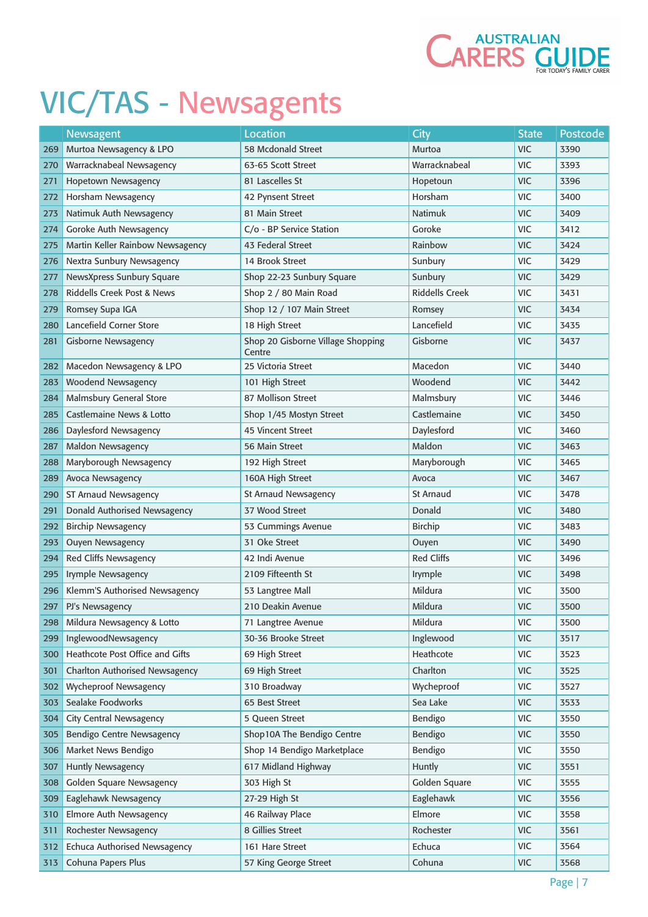# VIC/TAS - Newsagents

| | Newsagent | Location | City | State | Postcode |
|---|---|---|---|---|---|
| 269 | Murtoa Newsagency & LPO | 58 Mcdonald Street | Murtoa | VIC | 3390 |
| 270 | Warracknabeal Newsagency | 63-65 Scott Street | Warracknabeal | VIC | 3393 |
| 271 | Hopetown Newsagency | 81 Lascelles St | Hopetoun | VIC | 3396 |
| 272 | Horsham Newsagency | 42 Pynsent Street | Horsham | VIC | 3400 |
| 273 | Natimuk Auth Newsagency | 81 Main Street | Natimuk | VIC | 3409 |
| 274 | Goroke Auth Newsagency | C/o - BP Service Station | Goroke | VIC | 3412 |
| 275 | Martin Keller Rainbow Newsagency | 43 Federal Street | Rainbow | VIC | 3424 |
| 276 | Nextra Sunbury Newsagency | 14 Brook Street | Sunbury | VIC | 3429 |
| 277 | NewsXpress Sunbury Square | Shop 22-23 Sunbury Square | Sunbury | VIC | 3429 |
| 278 | Riddells Creek Post & News | Shop 2 / 80 Main Road | Riddells Creek | VIC | 3431 |
| 279 | Romsey Supa IGA | Shop 12 / 107 Main Street | Romsey | VIC | 3434 |
| 280 | Lancefield Corner Store | 18 High Street | Lancefield | VIC | 3435 |
| 281 | Gisborne Newsagency | Shop 20 Gisborne Village Shopping Centre | Gisborne | VIC | 3437 |
| 282 | Macedon Newsagency & LPO | 25 Victoria Street | Macedon | VIC | 3440 |
| 283 | Woodend Newsagency | 101 High Street | Woodend | VIC | 3442 |
| 284 | Malmsbury General Store | 87 Mollison Street | Malmsbury | VIC | 3446 |
| 285 | Castlemaine News & Lotto | Shop 1/45 Mostyn Street | Castlemaine | VIC | 3450 |
| 286 | Daylesford Newsagency | 45 Vincent Street | Daylesford | VIC | 3460 |
| 287 | Maldon Newsagency | 56 Main Street | Maldon | VIC | 3463 |
| 288 | Maryborough Newsagency | 192 High Street | Maryborough | VIC | 3465 |
| 289 | Avoca Newsagency | 160A High Street | Avoca | VIC | 3467 |
| 290 | ST Arnaud Newsagency | St Arnaud Newsagency | St Arnaud | VIC | 3478 |
| 291 | Donald Authorised Newsagency | 37 Wood Street | Donald | VIC | 3480 |
| 292 | Birchip Newsagency | 53 Cummings Avenue | Birchip | VIC | 3483 |
| 293 | Ouyen Newsagency | 31 Oke Street | Ouyen | VIC | 3490 |
| 294 | Red Cliffs Newsagency | 42 Indi Avenue | Red Cliffs | VIC | 3496 |
| 295 | Irymple Newsagency | 2109 Fifteenth St | Irymple | VIC | 3498 |
| 296 | Klemm'S Authorised Newsagency | 53 Langtree Mall | Mildura | VIC | 3500 |
| 297 | PJ's Newsagency | 210 Deakin Avenue | Mildura | VIC | 3500 |
| 298 | Mildura Newsagency & Lotto | 71 Langtree Avenue | Mildura | VIC | 3500 |
| 299 | InglewoodNewsagency | 30-36 Brooke Street | Inglewood | VIC | 3517 |
| 300 | Heathcote Post Office and Gifts | 69 High Street | Heathcote | VIC | 3523 |
| 301 | Charlton Authorised Newsagency | 69 High Street | Charlton | VIC | 3525 |
| 302 | Wycheproof Newsagency | 310 Broadway | Wycheproof | VIC | 3527 |
| 303 | Sealake Foodworks | 65 Best Street | Sea Lake | VIC | 3533 |
| 304 | City Central Newsagency | 5 Queen Street | Bendigo | VIC | 3550 |
| 305 | Bendigo Centre Newsagency | Shop10A The Bendigo Centre | Bendigo | VIC | 3550 |
| 306 | Market News Bendigo | Shop 14 Bendigo Marketplace | Bendigo | VIC | 3550 |
| 307 | Huntly Newsagency | 617 Midland Highway | Huntly | VIC | 3551 |
| 308 | Golden Square Newsagency | 303 High St | Golden Square | VIC | 3555 |
| 309 | Eaglehawk Newsagency | 27-29 High St | Eaglehawk | VIC | 3556 |
| 310 | Elmore Auth Newsagency | 46 Railway Place | Elmore | VIC | 3558 |
| 311 | Rochester Newsagency | 8 Gillies Street | Rochester | VIC | 3561 |
| 312 | Echuca Authorised Newsagency | 161 Hare Street | Echuca | VIC | 3564 |
| 313 | Cohuna Papers Plus | 57 King George Street | Cohuna | VIC | 3568 |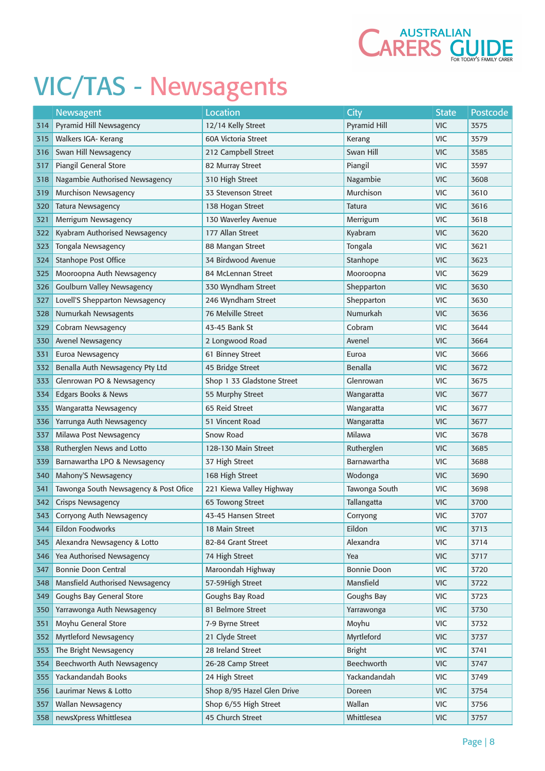# VIC/TAS - Newsagents

| | Newsagent | Location | City | State | Postcode |
|---|---|---|---|---|---|
| 314 | Pyramid Hill Newsagency | 12/14 Kelly Street | Pyramid Hill | VIC | 3575 |
| 315 | Walkers IGA- Kerang | 60A Victoria Street | Kerang | VIC | 3579 |
| 316 | Swan Hill Newsagency | 212 Campbell Street | Swan Hill | VIC | 3585 |
| 317 | Piangil General Store | 82 Murray Street | Piangil | VIC | 3597 |
| 318 | Nagambie Authorised Newsagency | 310 High Street | Nagambie | VIC | 3608 |
| 319 | Murchison Newsagency | 33 Stevenson Street | Murchison | VIC | 3610 |
| 320 | Tatura Newsagency | 138 Hogan Street | Tatura | VIC | 3616 |
| 321 | Merrigum Newsagency | 130 Waverley Avenue | Merrigum | VIC | 3618 |
| 322 | Kyabram Authorised Newsagency | 177 Allan Street | Kyabram | VIC | 3620 |
| 323 | Tongala Newsagency | 88 Mangan Street | Tongala | VIC | 3621 |
| 324 | Stanhope Post Office | 34 Birdwood Avenue | Stanhope | VIC | 3623 |
| 325 | Mooroopna Auth Newsagency | 84 McLennan Street | Mooroopna | VIC | 3629 |
| 326 | Goulburn Valley Newsagency | 330 Wyndham Street | Shepparton | VIC | 3630 |
| 327 | Lovell'S Shepparton Newsagency | 246 Wyndham Street | Shepparton | VIC | 3630 |
| 328 | Numurkah Newsagents | 76 Melville Street | Numurkah | VIC | 3636 |
| 329 | Cobram Newsagency | 43-45 Bank St | Cobram | VIC | 3644 |
| 330 | Avenel Newsagency | 2 Longwood Road | Avenel | VIC | 3664 |
| 331 | Euroa Newsagency | 61 Binney Street | Euroa | VIC | 3666 |
| 332 | Benalla Auth Newsagency Pty Ltd | 45 Bridge Street | Benalla | VIC | 3672 |
| 333 | Glenrowan PO & Newsagency | Shop 1 33 Gladstone Street | Glenrowan | VIC | 3675 |
| 334 | Edgars Books & News | 55 Murphy Street | Wangaratta | VIC | 3677 |
| 335 | Wangaratta Newsagency | 65 Reid Street | Wangaratta | VIC | 3677 |
| 336 | Yarrunga Auth Newsagency | 51 Vincent Road | Wangaratta | VIC | 3677 |
| 337 | Milawa Post Newsagency | Snow Road | Milawa | VIC | 3678 |
| 338 | Rutherglen News and Lotto | 128-130 Main Street | Rutherglen | VIC | 3685 |
| 339 | Barnawartha LPO & Newsagency | 37 High Street | Barnawartha | VIC | 3688 |
| 340 | Mahony'S Newsagency | 168 High Street | Wodonga | VIC | 3690 |
| 341 | Tawonga South Newsagency & Post Ofice | 221 Kiewa Valley Highway | Tawonga South | VIC | 3698 |
| 342 | Crisps Newsagency | 65 Towong Street | Tallangatta | VIC | 3700 |
| 343 | Corryong Auth Newsagency | 43-45 Hansen Street | Corryong | VIC | 3707 |
| 344 | Eildon Foodworks | 18 Main Street | Eildon | VIC | 3713 |
| 345 | Alexandra Newsagency & Lotto | 82-84 Grant Street | Alexandra | VIC | 3714 |
| 346 | Yea Authorised Newsagency | 74 High Street | Yea | VIC | 3717 |
| 347 | Bonnie Doon Central | Maroondah Highway | Bonnie Doon | VIC | 3720 |
| 348 | Mansfield Authorised Newsagency | 57-59High Street | Mansfield | VIC | 3722 |
| 349 | Goughs Bay General Store | Goughs Bay Road | Goughs Bay | VIC | 3723 |
| 350 | Yarrawonga Auth Newsagency | 81 Belmore Street | Yarrawonga | VIC | 3730 |
| 351 | Moyhu General Store | 7-9 Byrne Street | Moyhu | VIC | 3732 |
| 352 | Myrtleford Newsagency | 21 Clyde Street | Myrtleford | VIC | 3737 |
| 353 | The Bright Newsagency | 28 Ireland Street | Bright | VIC | 3741 |
| 354 | Beechworth Auth Newsagency | 26-28 Camp Street | Beechworth | VIC | 3747 |
| 355 | Yackandandah Books | 24 High Street | Yackandandah | VIC | 3749 |
| 356 | Laurimar News & Lotto | Shop 8/95 Hazel Glen Drive | Doreen | VIC | 3754 |
| 357 | Wallan Newsagency | Shop 6/55 High Street | Wallan | VIC | 3756 |
| 358 | newsXpress Whittlesea | 45 Church Street | Whittlesea | VIC | 3757 |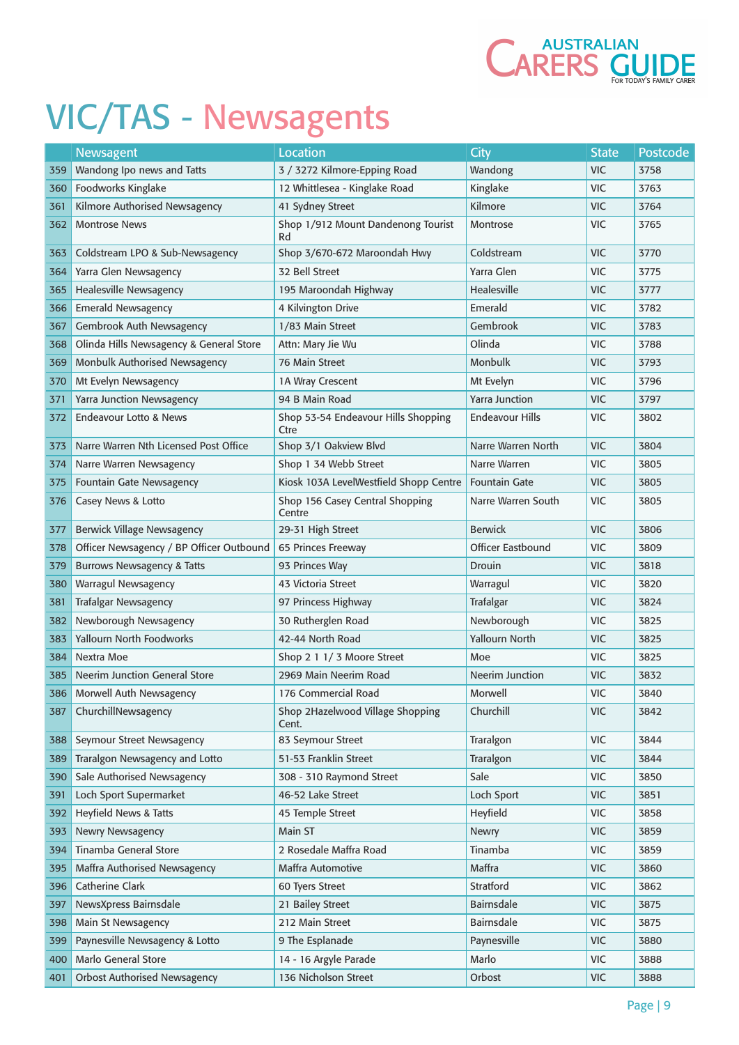# VIC/TAS - Newsagents

| | Newsagent | Location | City | State | Postcode |
|---|---|---|---|---|---|
| 359 | Wandong Ipo news and Tatts | 3 / 3272 Kilmore-Epping Road | Wandong | VIC | 3758 |
| 360 | Foodworks Kinglake | 12 Whittlesea - Kinglake Road | Kinglake | VIC | 3763 |
| 361 | Kilmore Authorised Newsagency | 41 Sydney Street | Kilmore | VIC | 3764 |
| 362 | Montrose News | Shop 1/912 Mount Dandenong Tourist Rd | Montrose | VIC | 3765 |
| 363 | Coldstream LPO & Sub-Newsagency | Shop 3/670-672 Maroondah Hwy | Coldstream | VIC | 3770 |
| 364 | Yarra Glen Newsagency | 32 Bell Street | Yarra Glen | VIC | 3775 |
| 365 | Healesville Newsagency | 195 Maroondah Highway | Healesville | VIC | 3777 |
| 366 | Emerald Newsagency | 4 Kilvington Drive | Emerald | VIC | 3782 |
| 367 | Gembrook Auth Newsagency | 1/83 Main Street | Gembrook | VIC | 3783 |
| 368 | Olinda Hills Newsagency & General Store | Attn: Mary Jie Wu | Olinda | VIC | 3788 |
| 369 | Monbulk Authorised Newsagency | 76 Main Street | Monbulk | VIC | 3793 |
| 370 | Mt Evelyn Newsagency | 1A Wray Crescent | Mt Evelyn | VIC | 3796 |
| 371 | Yarra Junction Newsagency | 94 B Main Road | Yarra Junction | VIC | 3797 |
| 372 | Endeavour Lotto & News | Shop 53-54 Endeavour Hills Shopping Ctre | Endeavour Hills | VIC | 3802 |
| 373 | Narre Warren Nth Licensed Post Office | Shop 3/1 Oakview Blvd | Narre Warren North | VIC | 3804 |
| 374 | Narre Warren Newsagency | Shop 1 34 Webb Street | Narre Warren | VIC | 3805 |
| 375 | Fountain Gate Newsagency | Kiosk 103A LevelWestfield Shopp Centre | Fountain Gate | VIC | 3805 |
| 376 | Casey News & Lotto | Shop 156 Casey Central Shopping Centre | Narre Warren South | VIC | 3805 |
| 377 | Berwick Village Newsagency | 29-31 High Street | Berwick | VIC | 3806 |
| 378 | Officer Newsagency / BP Officer Outbound | 65 Princes Freeway | Officer Eastbound | VIC | 3809 |
| 379 | Burrows Newsagency & Tatts | 93 Princes Way | Drouin | VIC | 3818 |
| 380 | Warragul Newsagency | 43 Victoria Street | Warragul | VIC | 3820 |
| 381 | Trafalgar Newsagency | 97 Princess Highway | Trafalgar | VIC | 3824 |
| 382 | Newborough Newsagency | 30 Rutherglen Road | Newborough | VIC | 3825 |
| 383 | Yallourn North Foodworks | 42-44 North Road | Yallourn North | VIC | 3825 |
| 384 | Nextra Moe | Shop 2 1 1/ 3 Moore Street | Moe | VIC | 3825 |
| 385 | Neerim Junction General Store | 2969 Main Neerim Road | Neerim Junction | VIC | 3832 |
| 386 | Morwell Auth Newsagency | 176 Commercial Road | Morwell | VIC | 3840 |
| 387 | ChurchillNewsagency | Shop 2Hazelwood Village Shopping Cent. | Churchill | VIC | 3842 |
| 388 | Seymour Street Newsagency | 83 Seymour Street | Traralgon | VIC | 3844 |
| 389 | Traralgon Newsagency and Lotto | 51-53 Franklin Street | Traralgon | VIC | 3844 |
| 390 | Sale Authorised Newsagency | 308 - 310 Raymond Street | Sale | VIC | 3850 |
| 391 | Loch Sport Supermarket | 46-52 Lake Street | Loch Sport | VIC | 3851 |
| 392 | Heyfield News & Tatts | 45 Temple Street | Heyfield | VIC | 3858 |
| 393 | Newry Newsagency | Main ST | Newry | VIC | 3859 |
| 394 | Tinamba General Store | 2 Rosedale Maffra Road | Tinamba | VIC | 3859 |
| 395 | Maffra Authorised Newsagency | Maffra Automotive | Maffra | VIC | 3860 |
| 396 | Catherine Clark | 60 Tyers Street | Stratford | VIC | 3862 |
| 397 | NewsXpress Bairnsdale | 21 Bailey Street | Bairnsdale | VIC | 3875 |
| 398 | Main St Newsagency | 212 Main Street | Bairnsdale | VIC | 3875 |
| 399 | Paynesville Newsagency & Lotto | 9 The Esplanade | Paynesville | VIC | 3880 |
| 400 | Marlo General Store | 14 - 16 Argyle Parade | Marlo | VIC | 3888 |
| 401 | Orbost Authorised Newsagency | 136 Nicholson Street | Orbost | VIC | 3888 |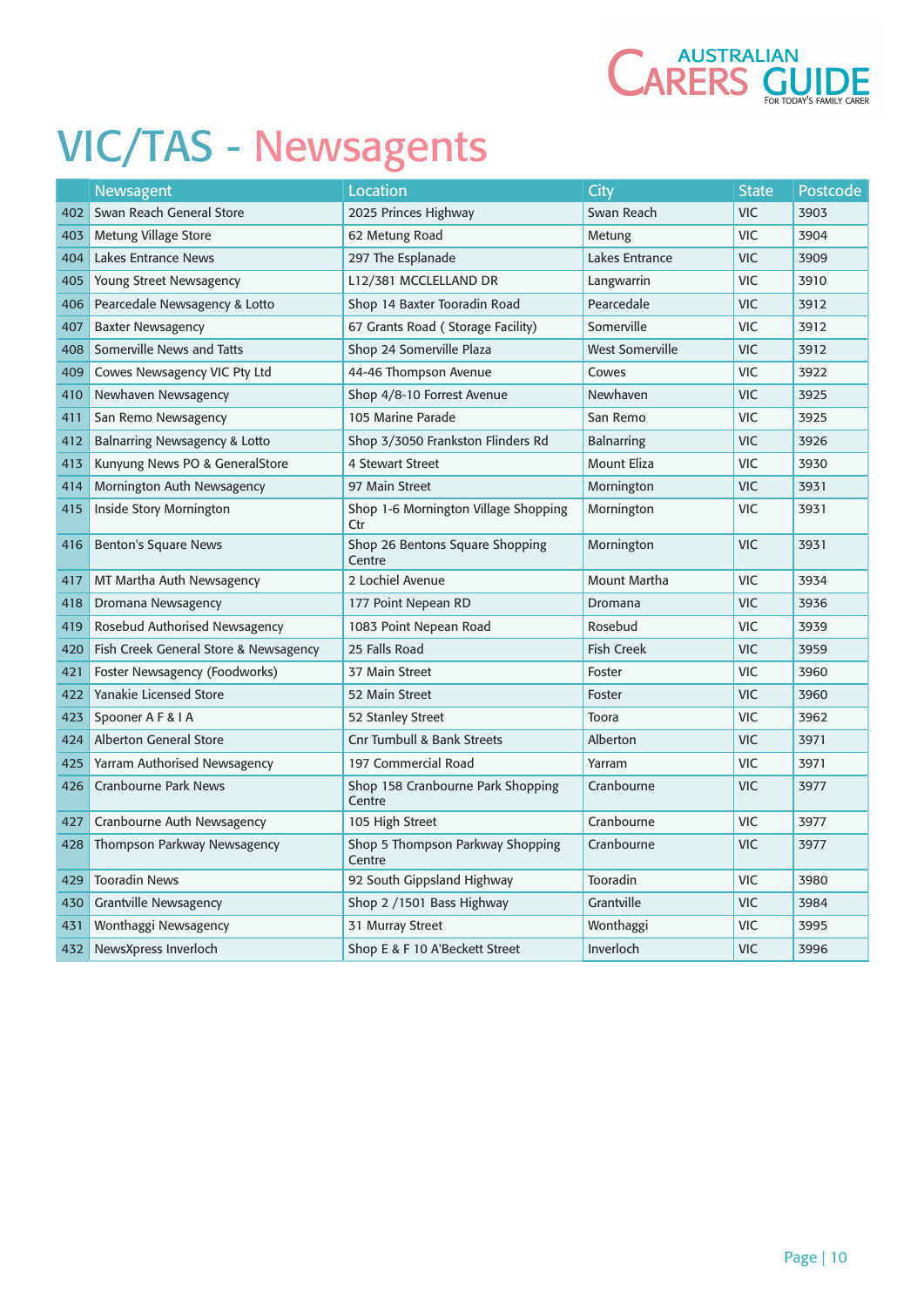# VIC/TAS - Newsagents

| | Newsagent | Location | City | State | Postcode |
|---|---|---|---|---|---|
| 402 | Swan Reach General Store | 2025 Princes Highway | Swan Reach | VIC | 3903 |
| 403 | Metung Village Store | 62 Metung Road | Metung | VIC | 3904 |
| 404 | Lakes Entrance News | 297 The Esplanade | Lakes Entrance | VIC | 3909 |
| 405 | Young Street Newsagency | L12/381 MCCLELLAND DR | Langwarrin | VIC | 3910 |
| 406 | Pearcedale Newsagency & Lotto | Shop 14 Baxter Tooradin Road | Pearcedale | VIC | 3912 |
| 407 | Baxter Newsagency | 67 Grants Road ( Storage Facility) | Somerville | VIC | 3912 |
| 408 | Somerville News and Tatts | Shop 24 Somerville Plaza | West Somerville | VIC | 3912 |
| 409 | Cowes Newsagency VIC Pty Ltd | 44-46 Thompson Avenue | Cowes | VIC | 3922 |
| 410 | Newhaven Newsagency | Shop 4/8-10 Forrest Avenue | Newhaven | VIC | 3925 |
| 411 | San Remo Newsagency | 105 Marine Parade | San Remo | VIC | 3925 |
| 412 | Balnarring Newsagency & Lotto | Shop 3/3050 Frankston Flinders Rd | Balnarring | VIC | 3926 |
| 413 | Kunyung News PO & GeneralStore | 4 Stewart Street | Mount Eliza | VIC | 3930 |
| 414 | Mornington Auth Newsagency | 97 Main Street | Mornington | VIC | 3931 |
| 415 | Inside Story Mornington | Shop 1-6 Mornington Village Shopping Ctr | Mornington | VIC | 3931 |
| 416 | Benton's Square News | Shop 26 Bentons Square Shopping Centre | Mornington | VIC | 3931 |
| 417 | MT Martha Auth Newsagency | 2 Lochiel Avenue | Mount Martha | VIC | 3934 |
| 418 | Dromana Newsagency | 177 Point Nepean RD | Dromana | VIC | 3936 |
| 419 | Rosebud Authorised Newsagency | 1083 Point Nepean Road | Rosebud | VIC | 3939 |
| 420 | Fish Creek General Store & Newsagency | 25 Falls Road | Fish Creek | VIC | 3959 |
| 421 | Foster Newsagency (Foodworks) | 37 Main Street | Foster | VIC | 3960 |
| 422 | Yanakie Licensed Store | 52 Main Street | Foster | VIC | 3960 |
| 423 | Spooner A F & I A | 52 Stanley Street | Toora | VIC | 3962 |
| 424 | Alberton General Store | Cnr Tumbull & Bank Streets | Alberton | VIC | 3971 |
| 425 | Yarram Authorised Newsagency | 197 Commercial Road | Yarram | VIC | 3971 |
| 426 | Cranbourne Park News | Shop 158 Cranbourne Park Shopping Centre | Cranbourne | VIC | 3977 |
| 427 | Cranbourne Auth Newsagency | 105 High Street | Cranbourne | VIC | 3977 |
| 428 | Thompson Parkway Newsagency | Shop 5 Thompson Parkway Shopping Centre | Cranbourne | VIC | 3977 |
| 429 | Tooradin News | 92 South Gippsland Highway | Tooradin | VIC | 3980 |
| 430 | Grantville Newsagency | Shop 2 /1501 Bass Highway | Grantville | VIC | 3984 |
| 431 | Wonthaggi Newsagency | 31 Murray Street | Wonthaggi | VIC | 3995 |
| 432 | NewsXpress Inverloch | Shop E & F 10 A'Beckett Street | Inverloch | VIC | 3996 |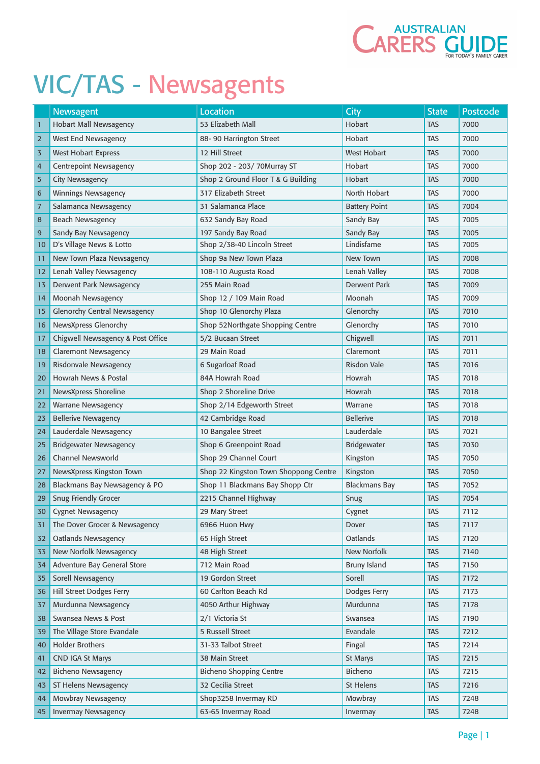# VIC/TAS - Newsagents

| | Newsagent | Location | City | State | Postcode |
|---|---|---|---|---|---|
| 1 | Hobart Mall Newsagency | 53 Elizabeth Mall | Hobart | TAS | 7000 |
| 2 | West End Newsagency | 88- 90 Harrington Street | Hobart | TAS | 7000 |
| 3 | West Hobart Express | 12 Hill Street | West Hobart | TAS | 7000 |
| 4 | Centrepoint Newsagency | Shop 202 - 203/ 70Murray ST | Hobart | TAS | 7000 |
| 5 | City Newsagency | Shop 2 Ground Floor T & G Building | Hobart | TAS | 7000 |
| 6 | Winnings Newsagency | 317 Elizabeth Street | North Hobart | TAS | 7000 |
| 7 | Salamanca Newsagency | 31 Salamanca Place | Battery Point | TAS | 7004 |
| 8 | Beach Newsagency | 632 Sandy Bay Road | Sandy Bay | TAS | 7005 |
| 9 | Sandy Bay Newsagency | 197 Sandy Bay Road | Sandy Bay | TAS | 7005 |
| 10 | D's Village News & Lotto | Shop 2/38-40 Lincoln Street | Lindisfame | TAS | 7005 |
| 11 | New Town Plaza Newsagency | Shop 9a New Town Plaza | New Town | TAS | 7008 |
| 12 | Lenah Valley Newsagency | 108-110 Augusta Road | Lenah Valley | TAS | 7008 |
| 13 | Derwent Park Newsagency | 255 Main Road | Derwent Park | TAS | 7009 |
| 14 | Moonah Newsagency | Shop 12 / 109 Main Road | Moonah | TAS | 7009 |
| 15 | Glenorchy Central Newsagency | Shop 10 Glenorchy Plaza | Glenorchy | TAS | 7010 |
| 16 | NewsXpress Glenorchy | Shop 52Northgate Shopping Centre | Glenorchy | TAS | 7010 |
| 17 | Chigwell Newsagency & Post Office | 5/2 Bucaan Street | Chigwell | TAS | 7011 |
| 18 | Claremont Newsagency | 29 Main Road | Claremont | TAS | 7011 |
| 19 | Risdonvale Newsagency | 6 Sugarloaf Road | Risdon Vale | TAS | 7016 |
| 20 | Howrah News & Postal | 84A Howrah Road | Howrah | TAS | 7018 |
| 21 | NewsXpress Shoreline | Shop 2 Shoreline Drive | Howrah | TAS | 7018 |
| 22 | Warrane Newsagency | Shop 2/14 Edgeworth Street | Warrane | TAS | 7018 |
| 23 | Bellerive Newagency | 42 Cambridge Road | Bellerive | TAS | 7018 |
| 24 | Lauderdale Newsagency | 10 Bangalee Street | Lauderdale | TAS | 7021 |
| 25 | Bridgewater Newsagency | Shop 6 Greenpoint Road | Bridgewater | TAS | 7030 |
| 26 | Channel Newsworld | Shop 29 Channel Court | Kingston | TAS | 7050 |
| 27 | NewsXpress Kingston Town | Shop 22 Kingston Town Shoppong Centre | Kingston | TAS | 7050 |
| 28 | Blackmans Bay Newsagency & PO | Shop 11 Blackmans Bay Shopp Ctr | Blackmans Bay | TAS | 7052 |
| 29 | Snug Friendly Grocer | 2215 Channel Highway | Snug | TAS | 7054 |
| 30 | Cygnet Newsagency | 29 Mary Street | Cygnet | TAS | 7112 |
| 31 | The Dover Grocer & Newsagency | 6966 Huon Hwy | Dover | TAS | 7117 |
| 32 | Oatlands Newsagency | 65 High Street | Oatlands | TAS | 7120 |
| 33 | New Norfolk Newsagency | 48 High Street | New Norfolk | TAS | 7140 |
| 34 | Adventure Bay General Store | 712 Main Road | Bruny Island | TAS | 7150 |
| 35 | Sorell Newsagency | 19 Gordon Street | Sorell | TAS | 7172 |
| 36 | Hill Street Dodges Ferry | 60 Carlton Beach Rd | Dodges Ferry | TAS | 7173 |
| 37 | Murdunna Newsagency | 4050 Arthur Highway | Murdunna | TAS | 7178 |
| 38 | Swansea News & Post | 2/1 Victoria St | Swansea | TAS | 7190 |
| 39 | The Village Store Evandale | 5 Russell Street | Evandale | TAS | 7212 |
| 40 | Holder Brothers | 31-33 Talbot Street | Fingal | TAS | 7214 |
| 41 | CND IGA St Marys | 38 Main Street | St Marys | TAS | 7215 |
| 42 | Bicheno Newsagency | Bicheno Shopping Centre | Bicheno | TAS | 7215 |
| 43 | ST Helens Newsagency | 32 Cecilia Street | St Helens | TAS | 7216 |
| 44 | Mowbray Newsagency | Shop3258 Invermay RD | Mowbray | TAS | 7248 |
| 45 | Invermay Newsagency | 63-65 Invermay Road | Invermay | TAS | 7248 |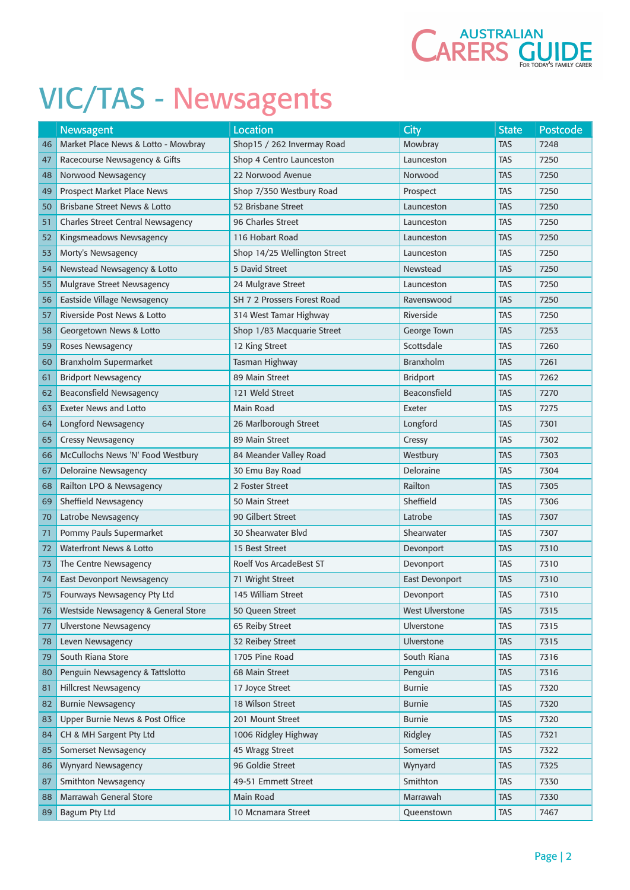# VIC/TAS - Newsagents

| | Newsagent | Location | City | State | Postcode |
|---|---|---|---|---|---|
| 46 | Market Place News & Lotto - Mowbray | Shop15 / 262 Invermay Road | Mowbray | TAS | 7248 |
| 47 | Racecourse Newsagency & Gifts | Shop 4 Centro Launceston | Launceston | TAS | 7250 |
| 48 | Norwood Newsagency | 22 Norwood Avenue | Norwood | TAS | 7250 |
| 49 | Prospect Market Place News | Shop 7/350 Westbury Road | Prospect | TAS | 7250 |
| 50 | Brisbane Street News & Lotto | 52 Brisbane Street | Launceston | TAS | 7250 |
| 51 | Charles Street Central Newsagency | 96 Charles Street | Launceston | TAS | 7250 |
| 52 | Kingsmeadows Newsagency | 116 Hobart Road | Launceston | TAS | 7250 |
| 53 | Morty's Newsagency | Shop 14/25 Wellington Street | Launceston | TAS | 7250 |
| 54 | Newstead Newsagency & Lotto | 5 David Street | Newstead | TAS | 7250 |
| 55 | Mulgrave Street Newsagency | 24 Mulgrave Street | Launceston | TAS | 7250 |
| 56 | Eastside Village Newsagency | SH 7 2 Prossers Forest Road | Ravenswood | TAS | 7250 |
| 57 | Riverside Post News & Lotto | 314 West Tamar Highway | Riverside | TAS | 7250 |
| 58 | Georgetown News & Lotto | Shop 1/83 Macquarie Street | George Town | TAS | 7253 |
| 59 | Roses Newsagency | 12 King Street | Scottsdale | TAS | 7260 |
| 60 | Branxholm Supermarket | Tasman Highway | Branxholm | TAS | 7261 |
| 61 | Bridport Newsagency | 89 Main Street | Bridport | TAS | 7262 |
| 62 | Beaconsfield Newsagency | 121 Weld Street | Beaconsfield | TAS | 7270 |
| 63 | Exeter News and Lotto | Main Road | Exeter | TAS | 7275 |
| 64 | Longford Newsagency | 26 Marlborough Street | Longford | TAS | 7301 |
| 65 | Cressy Newsagency | 89 Main Street | Cressy | TAS | 7302 |
| 66 | McCullochs News 'N' Food Westbury | 84 Meander Valley Road | Westbury | TAS | 7303 |
| 67 | Deloraine Newsagency | 30 Emu Bay Road | Deloraine | TAS | 7304 |
| 68 | Railton LPO & Newsagency | 2 Foster Street | Railton | TAS | 7305 |
| 69 | Sheffield Newsagency | 50 Main Street | Sheffield | TAS | 7306 |
| 70 | Latrobe Newsagency | 90 Gilbert Street | Latrobe | TAS | 7307 |
| 71 | Pommy Pauls Supermarket | 30 Shearwater Blvd | Shearwater | TAS | 7307 |
| 72 | Waterfront News & Lotto | 15 Best Street | Devonport | TAS | 7310 |
| 73 | The Centre Newsagency | Roelf Vos ArcadeBest ST | Devonport | TAS | 7310 |
| 74 | East Devonport Newsagency | 71 Wright Street | East Devonport | TAS | 7310 |
| 75 | Fourways Newsagency Pty Ltd | 145 William Street | Devonport | TAS | 7310 |
| 76 | Westside Newsagency & General Store | 50 Queen Street | West Ulverstone | TAS | 7315 |
| 77 | Ulverstone Newsagency | 65 Reiby Street | Ulverstone | TAS | 7315 |
| 78 | Leven Newsagency | 32 Reibey Street | Ulverstone | TAS | 7315 |
| 79 | South Riana Store | 1705 Pine Road | South Riana | TAS | 7316 |
| 80 | Penguin Newsagency & Tattslotto | 68 Main Street | Penguin | TAS | 7316 |
| 81 | Hillcrest Newsagency | 17 Joyce Street | Burnie | TAS | 7320 |
| 82 | Burnie Newsagency | 18 Wilson Street | Burnie | TAS | 7320 |
| 83 | Upper Burnie News & Post Office | 201 Mount Street | Burnie | TAS | 7320 |
| 84 | CH & MH Sargent Pty Ltd | 1006 Ridgley Highway | Ridgley | TAS | 7321 |
| 85 | Somerset Newsagency | 45 Wragg Street | Somerset | TAS | 7322 |
| 86 | Wynyard Newsagency | 96 Goldie Street | Wynyard | TAS | 7325 |
| 87 | Smithton Newsagency | 49-51 Emmett Street | Smithton | TAS | 7330 |
| 88 | Marrawah General Store | Main Road | Marrawah | TAS | 7330 |
| 89 | Bagum Pty Ltd | 10 Mcnamara Street | Queenstown | TAS | 7467 |